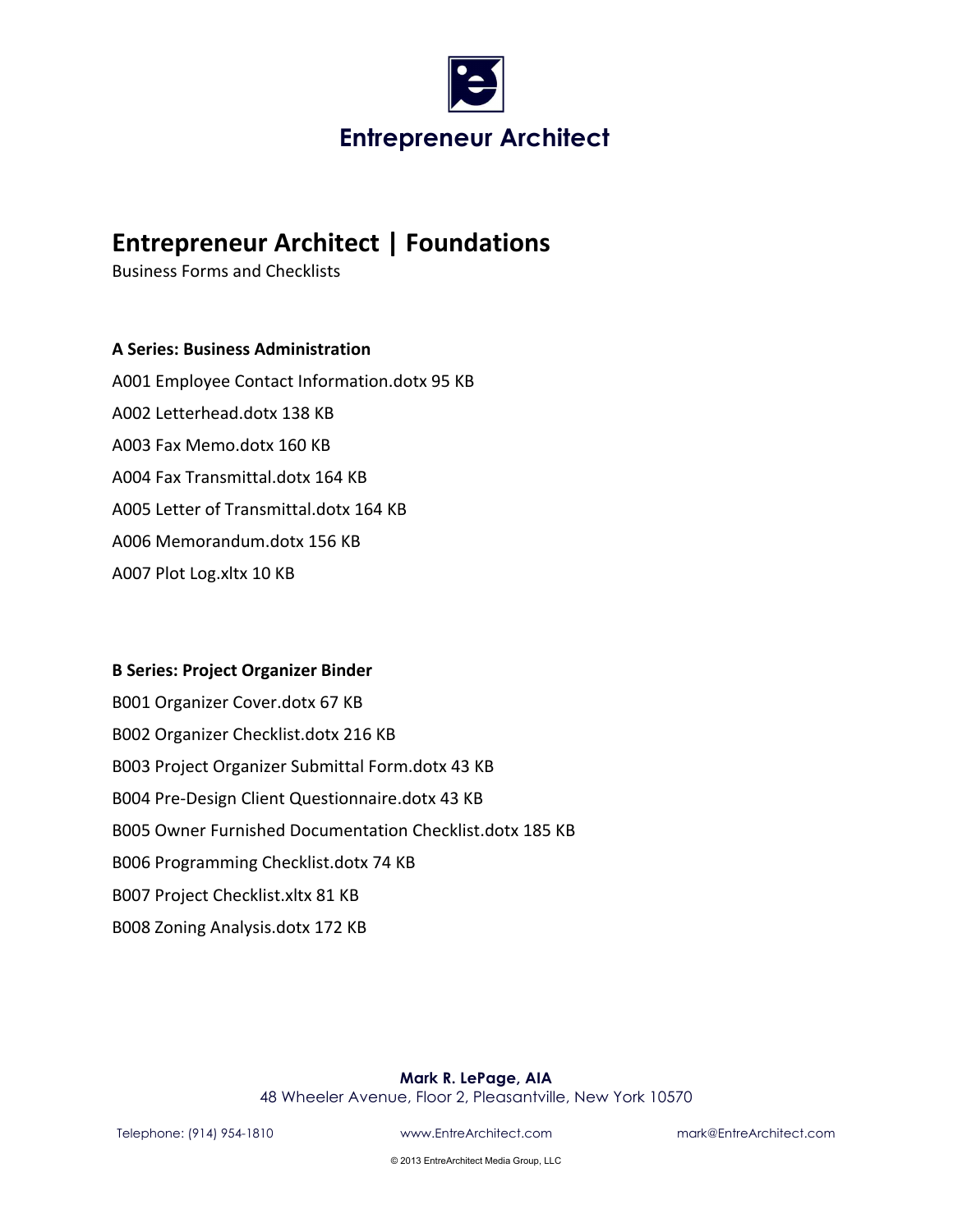# Entrepreneur Architect

## Entrepreneur Architect | Foundations

Business Forms and Checklists

**A Series: Business Administration**

A001 Employee Contact Information.dotx 95 KB

A002 Letterhead.dotx 138 KB

A003 Fax Memo.dotx 160 KB

A004 Fax Transmittal.dotx 164 KB

A005 Letter of Transmittal.dotx 164 KB

A006 Memorandum.dotx 156 KB

A007 Plot Log.xltx 10 KB

**B Series: Project Organizer Binder**

B001 Organizer Cover.dotx 67 KB

B002 Organizer Checklist.dotx 216 KB

B003 Project Organizer Submittal Form.dotx 43 KB

B004 Pre-Design Client Questionnaire.dotx 43 KB

B005 Owner Furnished Documentation Checklist.dotx 185 KB

B006 Programming Checklist.dotx 74 KB

B007 Project Checklist.xltx 81 KB

B008 Zoning Analysis.dotx 172 KB

**Mark R. LePage, AIA**
48 Wheeler Avenue, Floor 2, Pleasantville, New York 10570

Telephone: (914) 954-1810 www.EntreArchitect.com mark@EntreArchitect.com

© 2013 EntreArchitect Media Group, LLC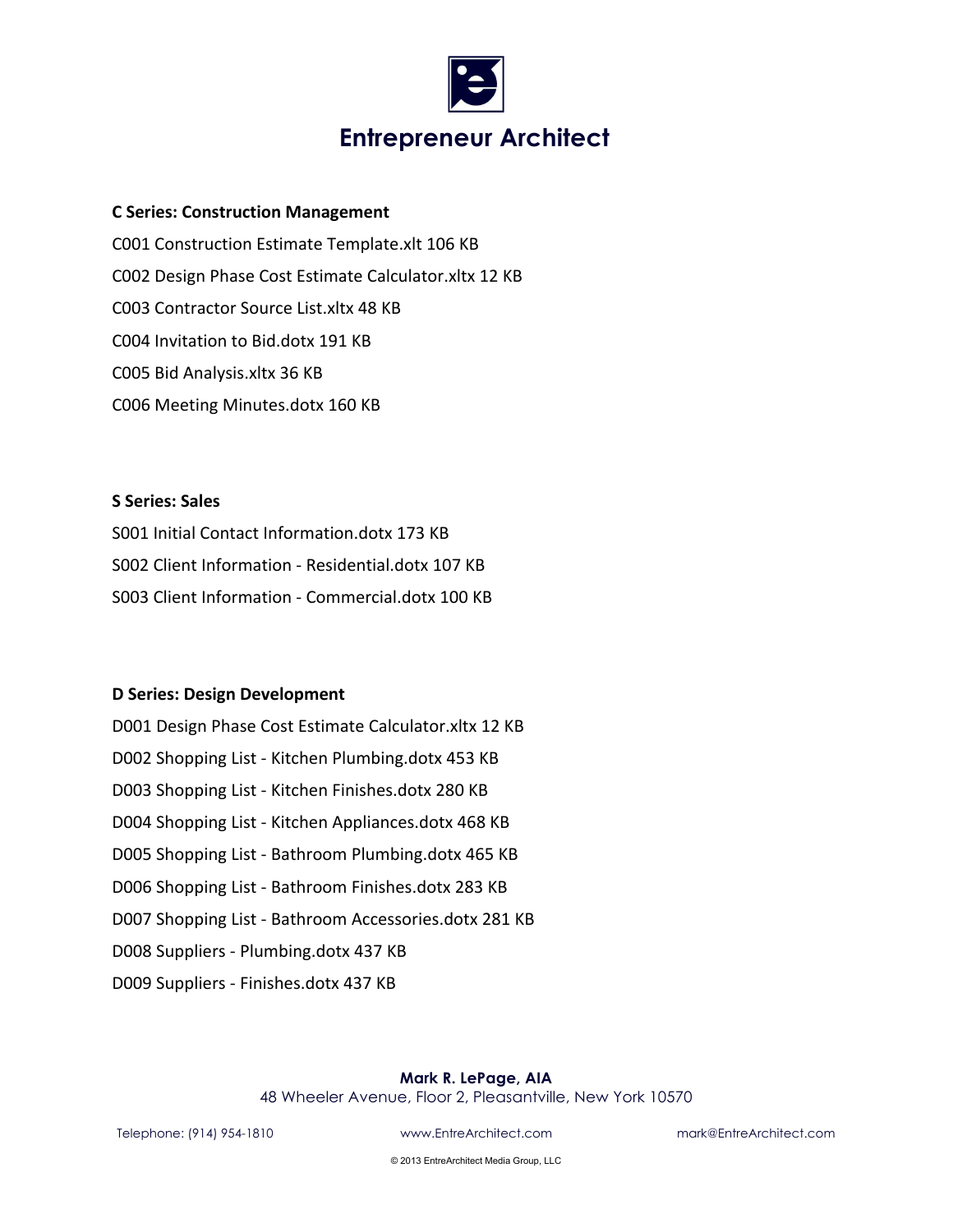# Entrepreneur Architect

**C Series: Construction Management**

C001 Construction Estimate Template.xlt 106 KB

C002 Design Phase Cost Estimate Calculator.xltx 12 KB

C003 Contractor Source List.xltx 48 KB

C004 Invitation to Bid.dotx 191 KB

C005 Bid Analysis.xltx 36 KB

C006 Meeting Minutes.dotx 160 KB

**S Series: Sales**

S001 Initial Contact Information.dotx 173 KB

S002 Client Information - Residential.dotx 107 KB

S003 Client Information - Commercial.dotx 100 KB

**D Series: Design Development**

D001 Design Phase Cost Estimate Calculator.xltx 12 KB

D002 Shopping List - Kitchen Plumbing.dotx 453 KB

D003 Shopping List - Kitchen Finishes.dotx 280 KB

D004 Shopping List - Kitchen Appliances.dotx 468 KB

D005 Shopping List - Bathroom Plumbing.dotx 465 KB

D006 Shopping List - Bathroom Finishes.dotx 283 KB

D007 Shopping List - Bathroom Accessories.dotx 281 KB

D008 Suppliers - Plumbing.dotx 437 KB

D009 Suppliers - Finishes.dotx 437 KB

**Mark R. LePage, AIA**
48 Wheeler Avenue, Floor 2, Pleasantville, New York 10570

Telephone: (914) 954-1810 www.EntreArchitect.com mark@EntreArchitect.com

© 2013 EntreArchitect Media Group, LLC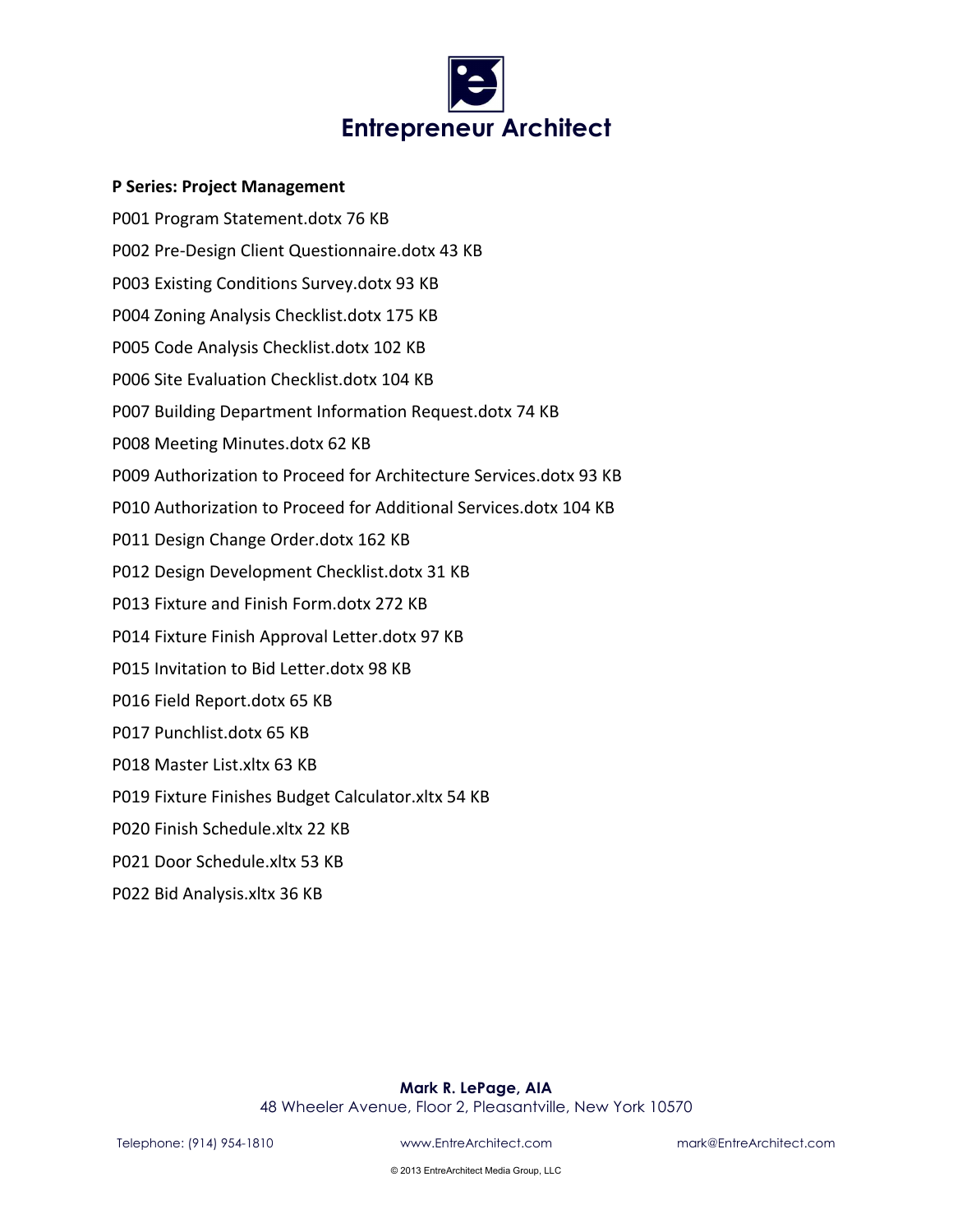# Entrepreneur Architect

**P Series: Project Management**

P001 Program Statement.dotx 76 KB

P002 Pre-Design Client Questionnaire.dotx 43 KB

P003 Existing Conditions Survey.dotx 93 KB

P004 Zoning Analysis Checklist.dotx 175 KB

P005 Code Analysis Checklist.dotx 102 KB

P006 Site Evaluation Checklist.dotx 104 KB

P007 Building Department Information Request.dotx 74 KB

P008 Meeting Minutes.dotx 62 KB

P009 Authorization to Proceed for Architecture Services.dotx 93 KB

P010 Authorization to Proceed for Additional Services.dotx 104 KB

P011 Design Change Order.dotx 162 KB

P012 Design Development Checklist.dotx 31 KB

P013 Fixture and Finish Form.dotx 272 KB

P014 Fixture Finish Approval Letter.dotx 97 KB

P015 Invitation to Bid Letter.dotx 98 KB

P016 Field Report.dotx 65 KB

P017 Punchlist.dotx 65 KB

P018 Master List.xltx 63 KB

P019 Fixture Finishes Budget Calculator.xltx 54 KB

P020 Finish Schedule.xltx 22 KB

P021 Door Schedule.xltx 53 KB

P022 Bid Analysis.xltx 36 KB

**Mark R. LePage, AIA**
48 Wheeler Avenue, Floor 2, Pleasantville, New York 10570

Telephone: (914) 954-1810 www.EntreArchitect.com mark@EntreArchitect.com

© 2013 EntreArchitect Media Group, LLC